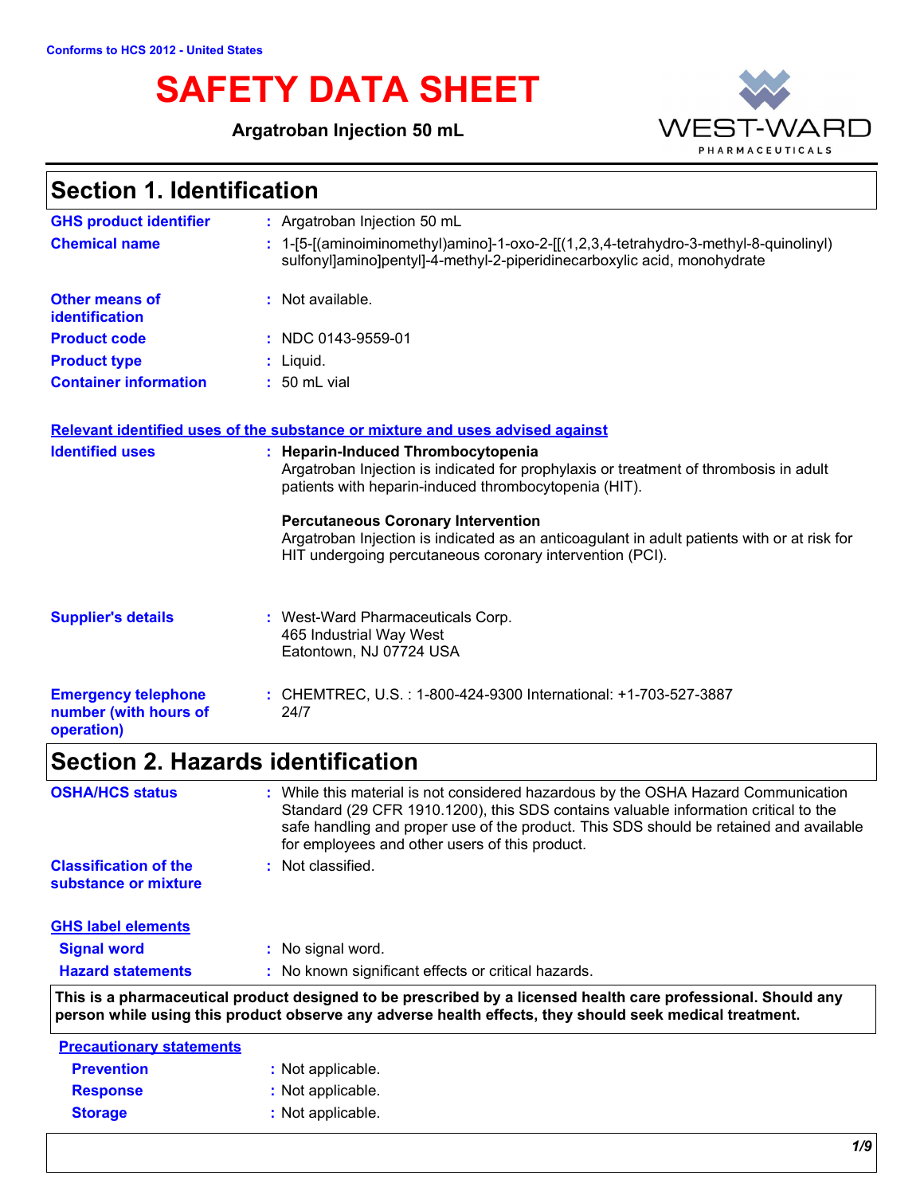Conforms to HCS 2012 - United States

# SAFETY DATA SHEET

**Argatroban Injection 50 mL**

WEST-WARD PHARMACEUTICALS

## Section 1. Identification

| | |
|---|---|
| **GHS product identifier** | : Argatroban Injection 50 mL |
| **Chemical name** | : 1-[5-[(aminoiminomethyl)amino]-1-oxo-2-[[(1,2,3,4-tetrahydro-3-methyl-8-quinolinyl) sulfonyl]amino]pentyl]-4-methyl-2-piperidinecarboxylic acid, monohydrate |
| **Other means of identification** | : Not available. |
| **Product code** | : NDC 0143-9559-01 |
| **Product type** | : Liquid. |
| **Container information** | : 50 mL vial |

**Relevant identified uses of the substance or mixture and uses advised against**

**Identified uses** :

**Heparin-Induced Thrombocytopenia**
Argatroban Injection is indicated for prophylaxis or treatment of thrombosis in adult patients with heparin-induced thrombocytopenia (HIT).

**Percutaneous Coronary Intervention**
Argatroban Injection is indicated as an anticoagulant in adult patients with or at risk for HIT undergoing percutaneous coronary intervention (PCI).

**Supplier's details** : West-Ward Pharmaceuticals Corp.
465 Industrial Way West
Eatontown, NJ 07724 USA

**Emergency telephone number (with hours of operation)** : CHEMTREC, U.S. : 1-800-424-9300 International: +1-703-527-3887
24/7

## Section 2. Hazards identification

**OSHA/HCS status** : While this material is not considered hazardous by the OSHA Hazard Communication Standard (29 CFR 1910.1200), this SDS contains valuable information critical to the safe handling and proper use of the product. This SDS should be retained and available for employees and other users of this product.

**Classification of the substance or mixture** : Not classified.

**GHS label elements**

**Signal word** : No signal word.

**Hazard statements** : No known significant effects or critical hazards.

**This is a pharmaceutical product designed to be prescribed by a licensed health care professional. Should any person while using this product observe any adverse health effects, they should seek medical treatment.**

**Precautionary statements**

**Prevention** : Not applicable.

**Response** : Not applicable.

**Storage** : Not applicable.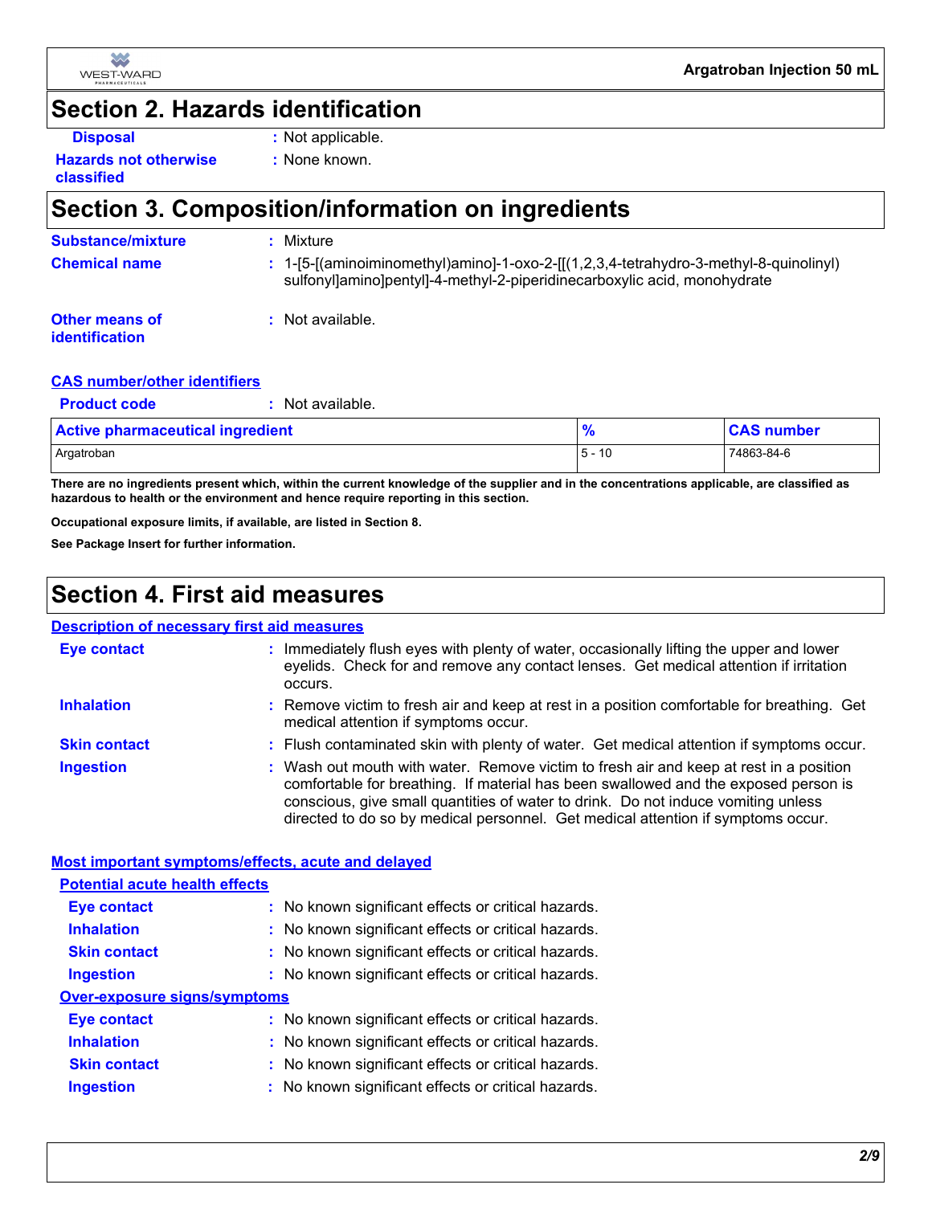## Section 2. Hazards identification

**Disposal** : Not applicable.

**Hazards not otherwise classified** : None known.

## Section 3. Composition/information on ingredients

**Substance/mixture** : Mixture

**Chemical name** : 1-[5-[(aminoiminomethyl)amino]-1-oxo-2-[[(1,2,3,4-tetrahydro-3-methyl-8-quinolinyl) sulfonyl]amino]pentyl]-4-methyl-2-piperidinecarboxylic acid, monohydrate

**Other means of identification** : Not available.

**CAS number/other identifiers**

**Product code** : Not available.

| Active pharmaceutical ingredient | % | CAS number |
|---|---|---|
| Argatroban | 5 - 10 | 74863-84-6 |

**There are no ingredients present which, within the current knowledge of the supplier and in the concentrations applicable, are classified as hazardous to health or the environment and hence require reporting in this section.**

**Occupational exposure limits, if available, are listed in Section 8.**

**See Package Insert for further information.**

## Section 4. First aid measures

**Description of necessary first aid measures**

**Eye contact** : Immediately flush eyes with plenty of water, occasionally lifting the upper and lower eyelids. Check for and remove any contact lenses. Get medical attention if irritation occurs.

**Inhalation** : Remove victim to fresh air and keep at rest in a position comfortable for breathing. Get medical attention if symptoms occur.

**Skin contact** : Flush contaminated skin with plenty of water. Get medical attention if symptoms occur.

**Ingestion** : Wash out mouth with water. Remove victim to fresh air and keep at rest in a position comfortable for breathing. If material has been swallowed and the exposed person is conscious, give small quantities of water to drink. Do not induce vomiting unless directed to do so by medical personnel. Get medical attention if symptoms occur.

**Most important symptoms/effects, acute and delayed**

**Potential acute health effects**

**Eye contact** : No known significant effects or critical hazards.

**Inhalation** : No known significant effects or critical hazards.

**Skin contact** : No known significant effects or critical hazards.

**Ingestion** : No known significant effects or critical hazards.

**Over-exposure signs/symptoms**

**Eye contact** : No known significant effects or critical hazards.

**Inhalation** : No known significant effects or critical hazards.

**Skin contact** : No known significant effects or critical hazards.

**Ingestion** : No known significant effects or critical hazards.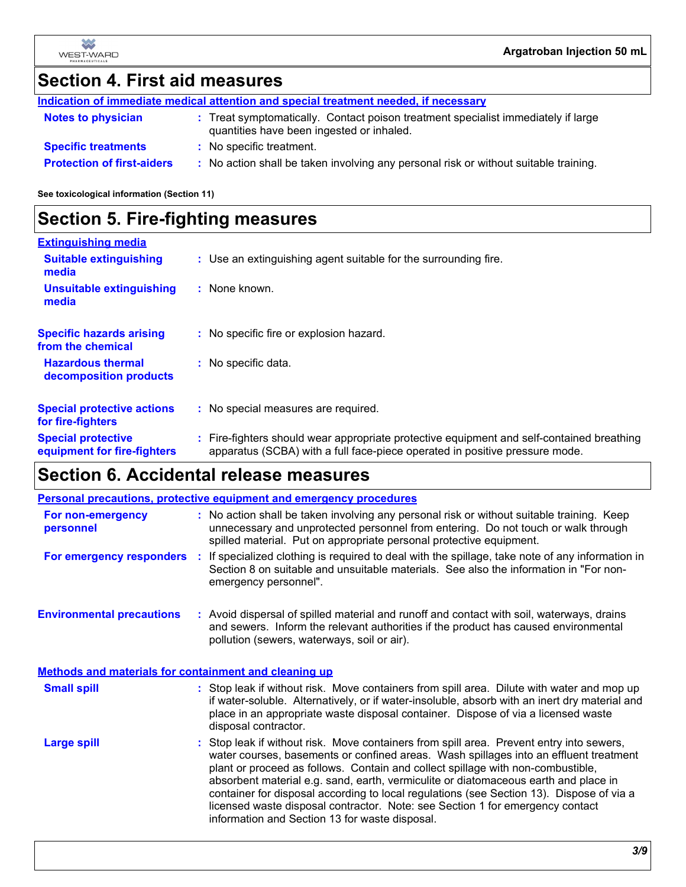# Section 4. First aid measures

**Indication of immediate medical attention and special treatment needed, if necessary**

**Notes to physician** : Treat symptomatically. Contact poison treatment specialist immediately if large quantities have been ingested or inhaled.

**Specific treatments** : No specific treatment.

**Protection of first-aiders** : No action shall be taken involving any personal risk or without suitable training.

**See toxicological information (Section 11)**

# Section 5. Fire-fighting measures

**Extinguishing media**

**Suitable extinguishing media** : Use an extinguishing agent suitable for the surrounding fire.

**Unsuitable extinguishing media** : None known.

**Specific hazards arising from the chemical** : No specific fire or explosion hazard.

**Hazardous thermal decomposition products** : No specific data.

**Special protective actions for fire-fighters** : No special measures are required.

**Special protective equipment for fire-fighters** : Fire-fighters should wear appropriate protective equipment and self-contained breathing apparatus (SCBA) with a full face-piece operated in positive pressure mode.

# Section 6. Accidental release measures

**Personal precautions, protective equipment and emergency procedures**

**For non-emergency personnel** : No action shall be taken involving any personal risk or without suitable training. Keep unnecessary and unprotected personnel from entering. Do not touch or walk through spilled material. Put on appropriate personal protective equipment.

**For emergency responders** : If specialized clothing is required to deal with the spillage, take note of any information in Section 8 on suitable and unsuitable materials. See also the information in "For non-emergency personnel".

**Environmental precautions** : Avoid dispersal of spilled material and runoff and contact with soil, waterways, drains and sewers. Inform the relevant authorities if the product has caused environmental pollution (sewers, waterways, soil or air).

**Methods and materials for containment and cleaning up**

**Small spill** : Stop leak if without risk. Move containers from spill area. Dilute with water and mop up if water-soluble. Alternatively, or if water-insoluble, absorb with an inert dry material and place in an appropriate waste disposal container. Dispose of via a licensed waste disposal contractor.

**Large spill** : Stop leak if without risk. Move containers from spill area. Prevent entry into sewers, water courses, basements or confined areas. Wash spillages into an effluent treatment plant or proceed as follows. Contain and collect spillage with non-combustible, absorbent material e.g. sand, earth, vermiculite or diatomaceous earth and place in container for disposal according to local regulations (see Section 13). Dispose of via a licensed waste disposal contractor. Note: see Section 1 for emergency contact information and Section 13 for waste disposal.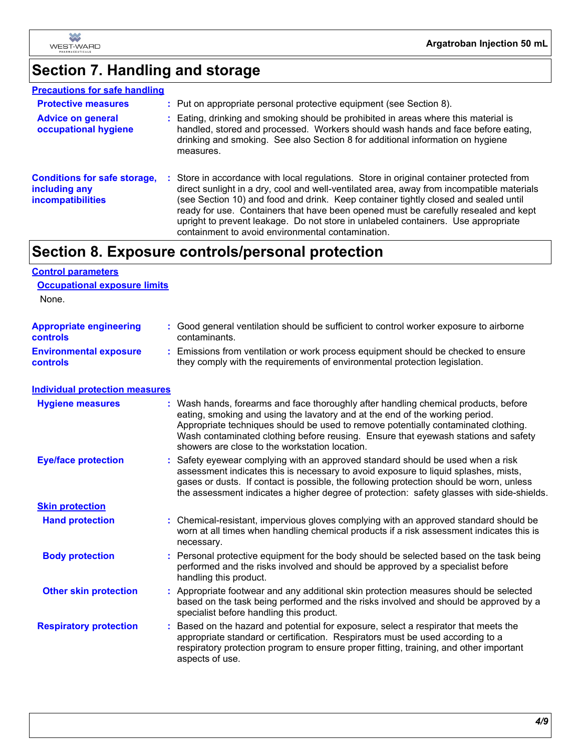# Section 7. Handling and storage

## Precautions for safe handling

**Protective measures** : Put on appropriate personal protective equipment (see Section 8).

**Advice on general occupational hygiene** : Eating, drinking and smoking should be prohibited in areas where this material is handled, stored and processed. Workers should wash hands and face before eating, drinking and smoking. See also Section 8 for additional information on hygiene measures.

**Conditions for safe storage, including any incompatibilities** : Store in accordance with local regulations. Store in original container protected from direct sunlight in a dry, cool and well-ventilated area, away from incompatible materials (see Section 10) and food and drink. Keep container tightly closed and sealed until ready for use. Containers that have been opened must be carefully resealed and kept upright to prevent leakage. Do not store in unlabeled containers. Use appropriate containment to avoid environmental contamination.

# Section 8. Exposure controls/personal protection

## Control parameters

### Occupational exposure limits

None.

**Appropriate engineering controls** : Good general ventilation should be sufficient to control worker exposure to airborne contaminants.

**Environmental exposure controls** : Emissions from ventilation or work process equipment should be checked to ensure they comply with the requirements of environmental protection legislation.

## Individual protection measures

**Hygiene measures** : Wash hands, forearms and face thoroughly after handling chemical products, before eating, smoking and using the lavatory and at the end of the working period. Appropriate techniques should be used to remove potentially contaminated clothing. Wash contaminated clothing before reusing. Ensure that eyewash stations and safety showers are close to the workstation location.

**Eye/face protection** : Safety eyewear complying with an approved standard should be used when a risk assessment indicates this is necessary to avoid exposure to liquid splashes, mists, gases or dusts. If contact is possible, the following protection should be worn, unless the assessment indicates a higher degree of protection: safety glasses with side-shields.

### Skin protection

**Hand protection** : Chemical-resistant, impervious gloves complying with an approved standard should be worn at all times when handling chemical products if a risk assessment indicates this is necessary.

**Body protection** : Personal protective equipment for the body should be selected based on the task being performed and the risks involved and should be approved by a specialist before handling this product.

**Other skin protection** : Appropriate footwear and any additional skin protection measures should be selected based on the task being performed and the risks involved and should be approved by a specialist before handling this product.

**Respiratory protection** : Based on the hazard and potential for exposure, select a respirator that meets the appropriate standard or certification. Respirators must be used according to a respiratory protection program to ensure proper fitting, training, and other important aspects of use.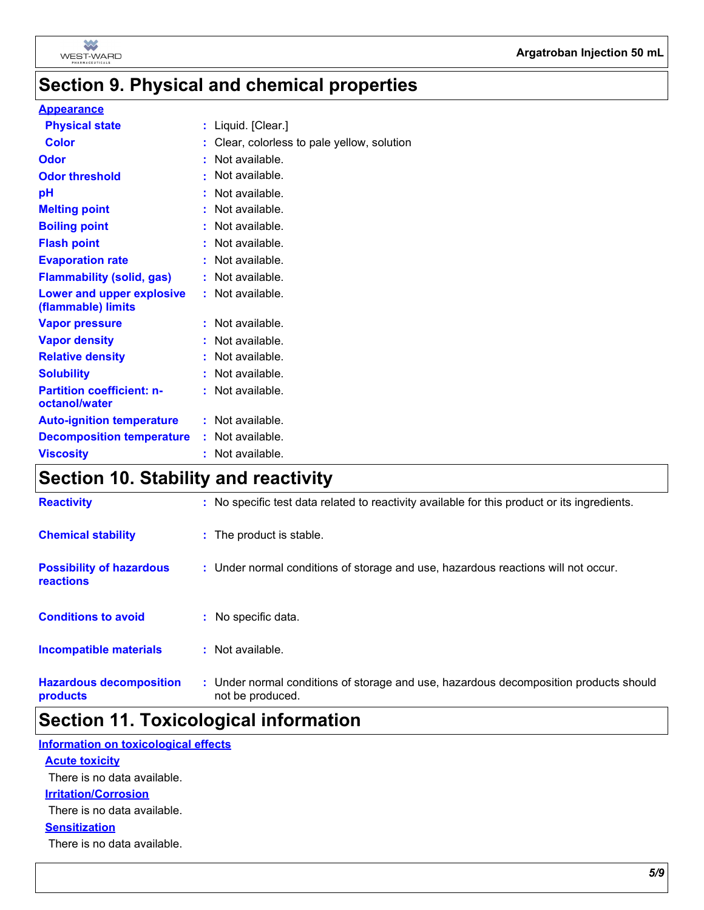# Section 9. Physical and chemical properties

**Appearance**

| | |
|---|---|
| **Physical state** | Liquid. [Clear.] |
| **Color** | Clear, colorless to pale yellow, solution |
| **Odor** | Not available. |
| **Odor threshold** | Not available. |
| **pH** | Not available. |
| **Melting point** | Not available. |
| **Boiling point** | Not available. |
| **Flash point** | Not available. |
| **Evaporation rate** | Not available. |
| **Flammability (solid, gas)** | Not available. |
| **Lower and upper explosive (flammable) limits** | Not available. |
| **Vapor pressure** | Not available. |
| **Vapor density** | Not available. |
| **Relative density** | Not available. |
| **Solubility** | Not available. |
| **Partition coefficient: n-octanol/water** | Not available. |
| **Auto-ignition temperature** | Not available. |
| **Decomposition temperature** | Not available. |
| **Viscosity** | Not available. |

# Section 10. Stability and reactivity

| | |
|---|---|
| **Reactivity** | No specific test data related to reactivity available for this product or its ingredients. |
| **Chemical stability** | The product is stable. |
| **Possibility of hazardous reactions** | Under normal conditions of storage and use, hazardous reactions will not occur. |
| **Conditions to avoid** | No specific data. |
| **Incompatible materials** | Not available. |
| **Hazardous decomposition products** | Under normal conditions of storage and use, hazardous decomposition products should not be produced. |

# Section 11. Toxicological information

**Information on toxicological effects**

**Acute toxicity**

There is no data available.

**Irritation/Corrosion**

There is no data available.

**Sensitization**

There is no data available.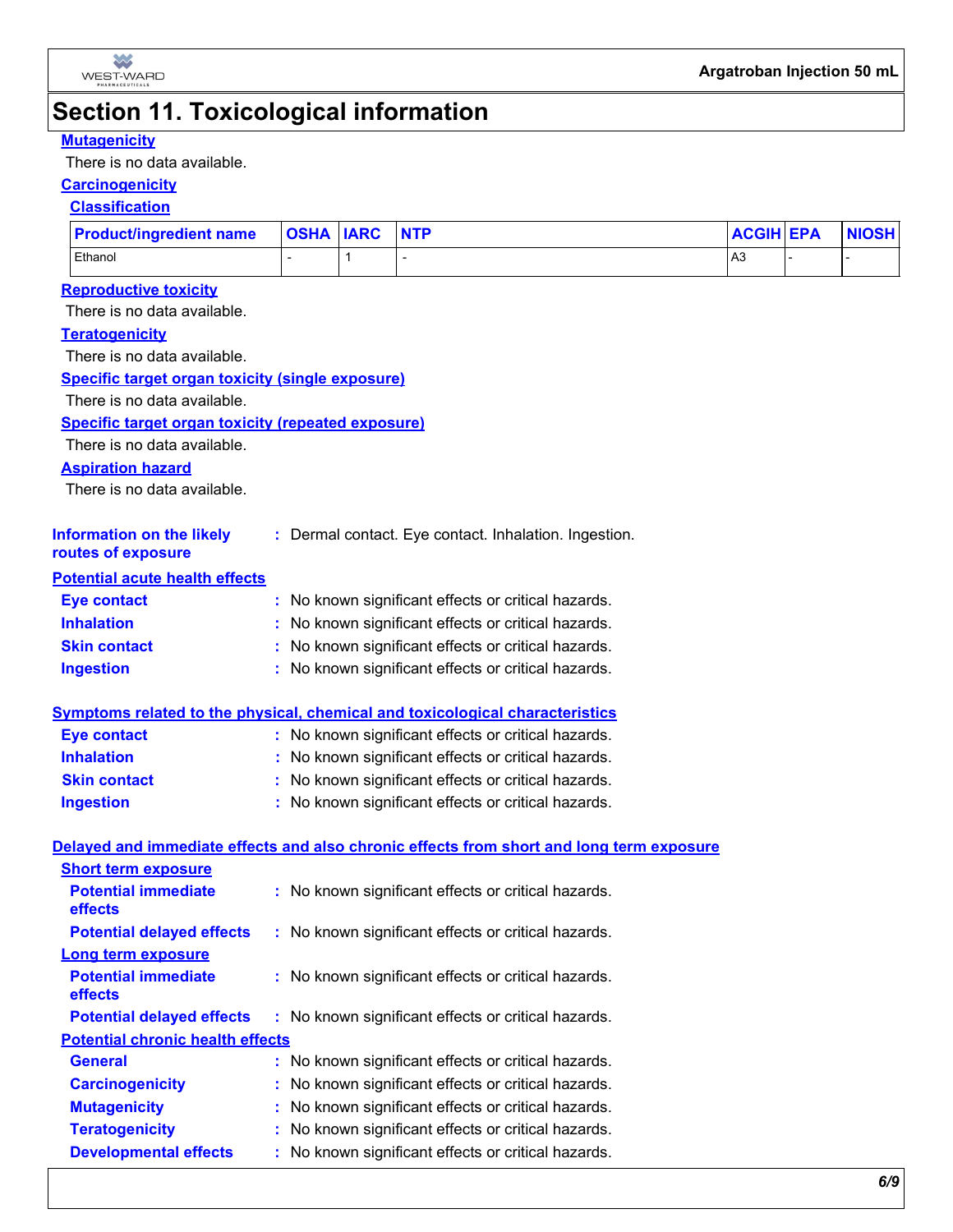# Section 11. Toxicological information

**Mutagenicity**

There is no data available.

**Carcinogenicity**

**Classification**

| Product/ingredient name | OSHA | IARC | NTP | ACGIH | EPA | NIOSH |
|---|---|---|---|---|---|---|
| Ethanol | - | 1 | - | A3 | - | - |

**Reproductive toxicity**

There is no data available.

**Teratogenicity**

There is no data available.

**Specific target organ toxicity (single exposure)**

There is no data available.

**Specific target organ toxicity (repeated exposure)**

There is no data available.

**Aspiration hazard**

There is no data available.

**Information on the likely routes of exposure** : Dermal contact. Eye contact. Inhalation. Ingestion.

**Potential acute health effects**

- **Eye contact** : No known significant effects or critical hazards.
- **Inhalation** : No known significant effects or critical hazards.
- **Skin contact** : No known significant effects or critical hazards.
- **Ingestion** : No known significant effects or critical hazards.

**Symptoms related to the physical, chemical and toxicological characteristics**

- **Eye contact** : No known significant effects or critical hazards.
- **Inhalation** : No known significant effects or critical hazards.
- **Skin contact** : No known significant effects or critical hazards.
- **Ingestion** : No known significant effects or critical hazards.

**Delayed and immediate effects and also chronic effects from short and long term exposure**

**Short term exposure**

- **Potential immediate effects** : No known significant effects or critical hazards.
- **Potential delayed effects** : No known significant effects or critical hazards.

**Long term exposure**

- **Potential immediate effects** : No known significant effects or critical hazards.
- **Potential delayed effects** : No known significant effects or critical hazards.

**Potential chronic health effects**

- **General** : No known significant effects or critical hazards.
- **Carcinogenicity** : No known significant effects or critical hazards.
- **Mutagenicity** : No known significant effects or critical hazards.
- **Teratogenicity** : No known significant effects or critical hazards.
- **Developmental effects** : No known significant effects or critical hazards.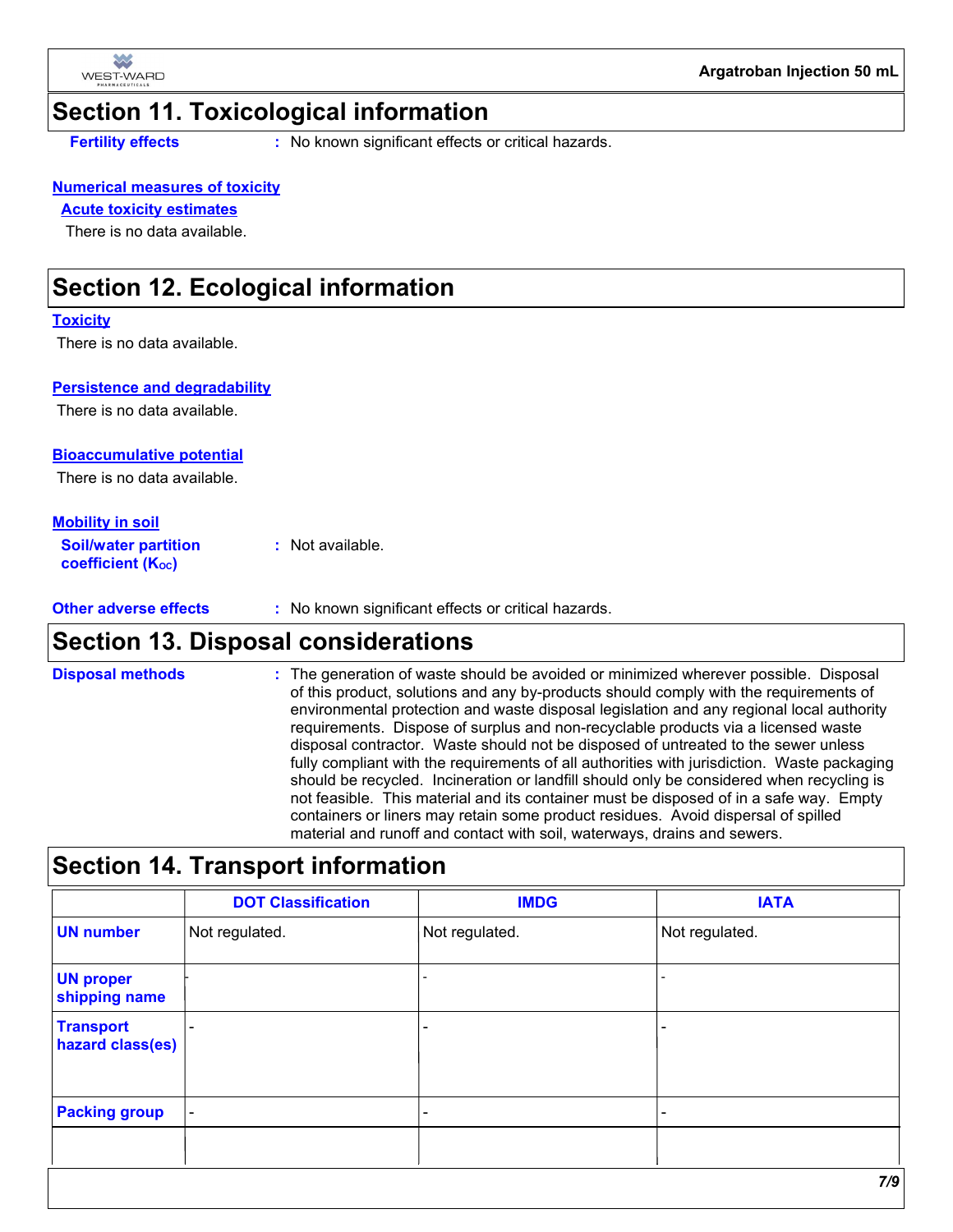## Section 11. Toxicological information

**Fertility effects** : No known significant effects or critical hazards.

**Numerical measures of toxicity**

**Acute toxicity estimates**

There is no data available.

## Section 12. Ecological information

**Toxicity**

There is no data available.

**Persistence and degradability**

There is no data available.

**Bioaccumulative potential**

There is no data available.

**Mobility in soil**

**Soil/water partition coefficient ($K_{OC}$)** : Not available.

**Other adverse effects** : No known significant effects or critical hazards.

## Section 13. Disposal considerations

**Disposal methods** : The generation of waste should be avoided or minimized wherever possible. Disposal of this product, solutions and any by-products should comply with the requirements of environmental protection and waste disposal legislation and any regional local authority requirements. Dispose of surplus and non-recyclable products via a licensed waste disposal contractor. Waste should not be disposed of untreated to the sewer unless fully compliant with the requirements of all authorities with jurisdiction. Waste packaging should be recycled. Incineration or landfill should only be considered when recycling is not feasible. This material and its container must be disposed of in a safe way. Empty containers or liners may retain some product residues. Avoid dispersal of spilled material and runoff and contact with soil, waterways, drains and sewers.

## Section 14. Transport information

| | DOT Classification | IMDG | IATA |
|---|---|---|---|
| **UN number** | Not regulated. | Not regulated. | Not regulated. |
| **UN proper shipping name** | - | - | - |
| **Transport hazard class(es)** | - | - | - |
| **Packing group** | - | - | - |
| | | | |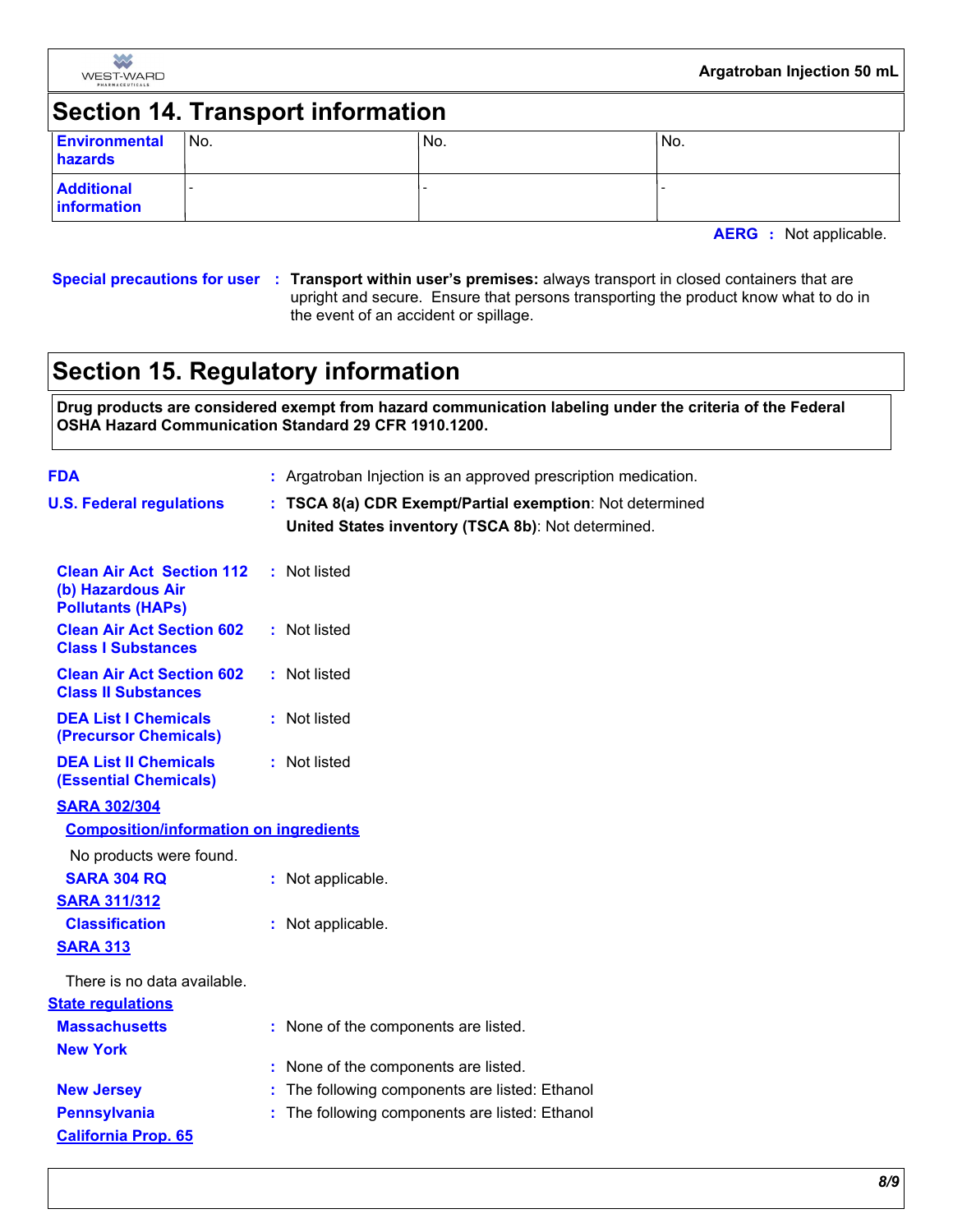## Section 14. Transport information

| | | | |
|---|---|---|---|
| **Environmental hazards** | No. | No. | No. |
| **Additional information** | - | - | - |

**AERG** : Not applicable.

**Special precautions for user** : **Transport within user's premises:** always transport in closed containers that are upright and secure. Ensure that persons transporting the product know what to do in the event of an accident or spillage.

## Section 15. Regulatory information

**Drug products are considered exempt from hazard communication labeling under the criteria of the Federal OSHA Hazard Communication Standard 29 CFR 1910.1200.**

**FDA** : Argatroban Injection is an approved prescription medication.

**U.S. Federal regulations** : **TSCA 8(a) CDR Exempt/Partial exemption**: Not determined

**United States inventory (TSCA 8b)**: Not determined.

**Clean Air Act Section 112 (b) Hazardous Air Pollutants (HAPs)** : Not listed

**Clean Air Act Section 602 Class I Substances** : Not listed

**Clean Air Act Section 602 Class II Substances** : Not listed

**DEA List I Chemicals (Precursor Chemicals)** : Not listed

**DEA List II Chemicals (Essential Chemicals)** : Not listed

**SARA 302/304**

**Composition/information on ingredients**

No products were found.

**SARA 304 RQ** : Not applicable.

**SARA 311/312**

**Classification** : Not applicable.

**SARA 313**

There is no data available.

**State regulations**

**Massachusetts** : None of the components are listed.

**New York** : None of the components are listed.

**New Jersey** : The following components are listed: Ethanol

**Pennsylvania** : The following components are listed: Ethanol

**California Prop. 65**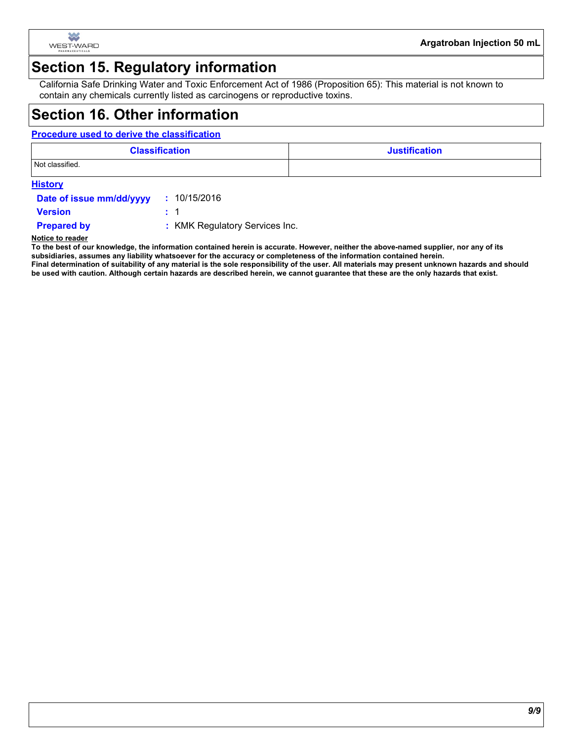# Section 15. Regulatory information

California Safe Drinking Water and Toxic Enforcement Act of 1986 (Proposition 65): This material is not known to contain any chemicals currently listed as carcinogens or reproductive toxins.

# Section 16. Other information

## Procedure used to derive the classification

| Classification | Justification |
| --- | --- |
| Not classified. | |

## History

**Date of issue mm/dd/yyyy** : 10/15/2016

**Version** : 1

**Prepared by** : KMK Regulatory Services Inc.

**Notice to reader**

**To the best of our knowledge, the information contained herein is accurate. However, neither the above-named supplier, nor any of its subsidiaries, assumes any liability whatsoever for the accuracy or completeness of the information contained herein.**
**Final determination of suitability of any material is the sole responsibility of the user. All materials may present unknown hazards and should be used with caution. Although certain hazards are described herein, we cannot guarantee that these are the only hazards that exist.**